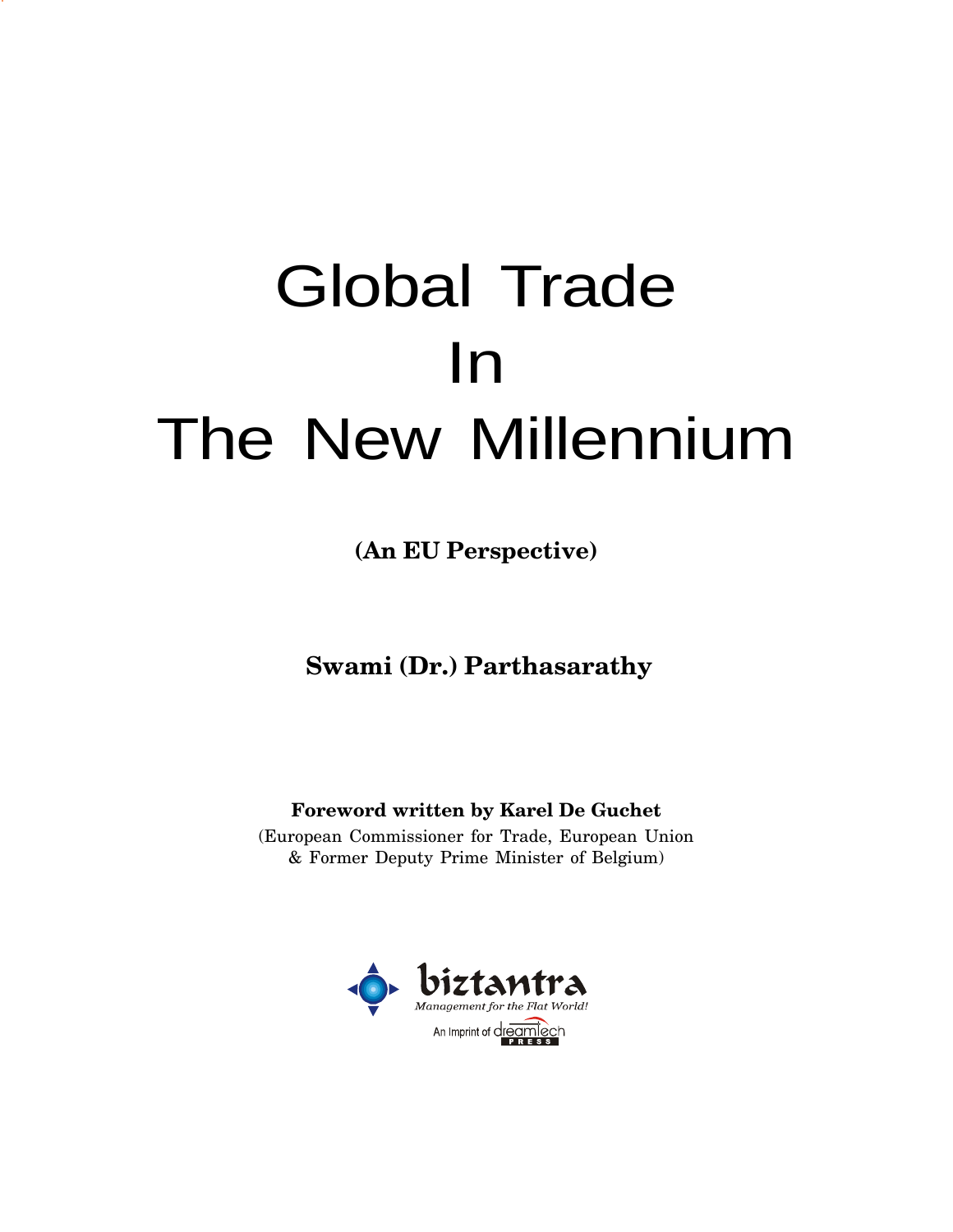# Global Trade In The New Millennium

**(An EU Perspective)**

**Swami (Dr.) Parthasarathy**

**Foreword written by Karel De Guchet**

(European Commissioner for Trade, European Union & Former Deputy Prime Minister of Belgium)

biztantra

*Management for the Flat World!*

An Imprint of dreamtech PRESS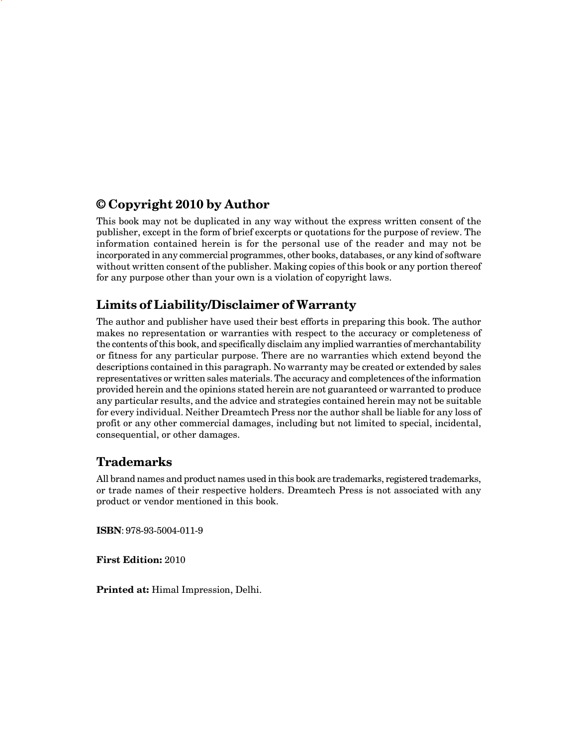## © Copyright 2010 by Author

This book may not be duplicated in any way without the express written consent of the publisher, except in the form of brief excerpts or quotations for the purpose of review. The information contained herein is for the personal use of the reader and may not be incorporated in any commercial programmes, other books, databases, or any kind of software without written consent of the publisher. Making copies of this book or any portion thereof for any purpose other than your own is a violation of copyright laws.

## Limits of Liability/Disclaimer of Warranty

The author and publisher have used their best efforts in preparing this book. The author makes no representation or warranties with respect to the accuracy or completeness of the contents of this book, and specifically disclaim any implied warranties of merchantability or fitness for any particular purpose. There are no warranties which extend beyond the descriptions contained in this paragraph. No warranty may be created or extended by sales representatives or written sales materials. The accuracy and completeness of the information provided herein and the opinions stated herein are not guaranteed or warranted to produce any particular results, and the advice and strategies contained herein may not be suitable for every individual. Neither Dreamtech Press nor the author shall be liable for any loss of profit or any other commercial damages, including but not limited to special, incidental, consequential, or other damages.

## Trademarks

All brand names and product names used in this book are trademarks, registered trademarks, or trade names of their respective holders. Dreamtech Press is not associated with any product or vendor mentioned in this book.

**ISBN**: 978-93-5004-011-9

**First Edition:** 2010

**Printed at:** Himal Impression, Delhi.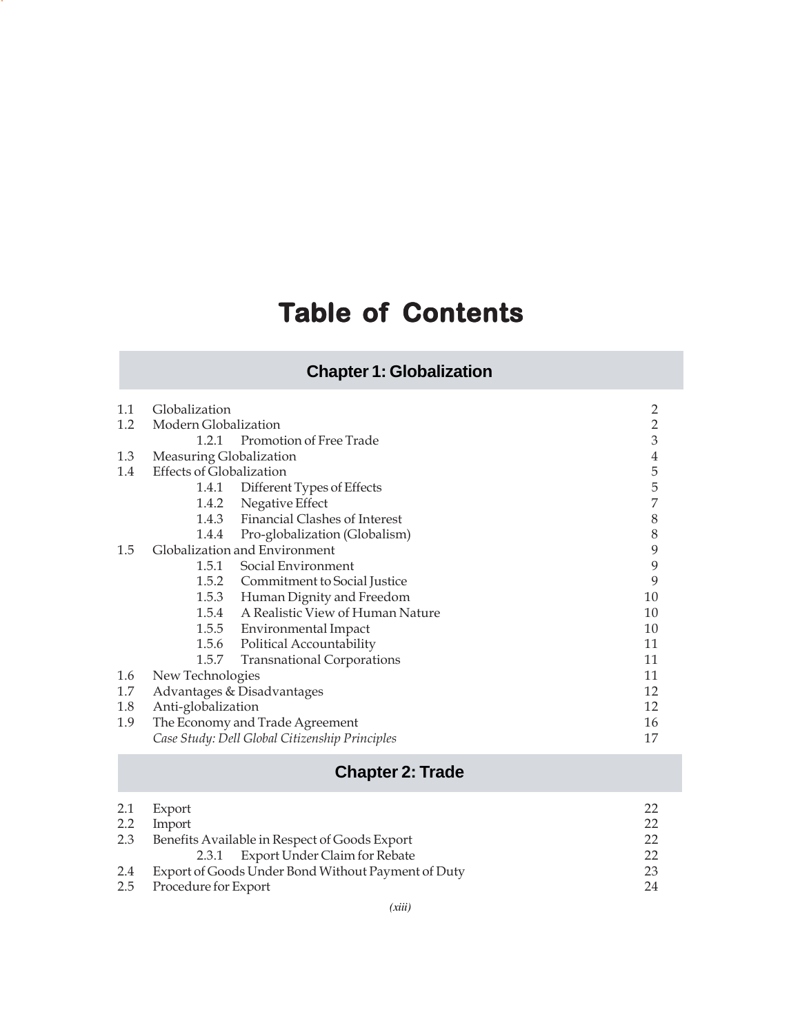# Table of Contents

## Chapter 1: Globalization

| | | |
|---|---|---|
| 1.1 | Globalization | 2 |
| 1.2 | Modern Globalization | 2 |
| | 1.2.1 Promotion of Free Trade | 3 |
| 1.3 | Measuring Globalization | 4 |
| 1.4 | Effects of Globalization | 5 |
| | 1.4.1 Different Types of Effects | 5 |
| | 1.4.2 Negative Effect | 7 |
| | 1.4.3 Financial Clashes of Interest | 8 |
| | 1.4.4 Pro-globalization (Globalism) | 8 |
| 1.5 | Globalization and Environment | 9 |
| | 1.5.1 Social Environment | 9 |
| | 1.5.2 Commitment to Social Justice | 9 |
| | 1.5.3 Human Dignity and Freedom | 10 |
| | 1.5.4 A Realistic View of Human Nature | 10 |
| | 1.5.5 Environmental Impact | 10 |
| | 1.5.6 Political Accountability | 11 |
| | 1.5.7 Transnational Corporations | 11 |
| 1.6 | New Technologies | 11 |
| 1.7 | Advantages & Disadvantages | 12 |
| 1.8 | Anti-globalization | 12 |
| 1.9 | The Economy and Trade Agreement | 16 |
| | *Case Study: Dell Global Citizenship Principles* | 17 |

## Chapter 2: Trade

| | | |
|---|---|---|
| 2.1 | Export | 22 |
| 2.2 | Import | 22 |
| 2.3 | Benefits Available in Respect of Goods Export | 22 |
| | 2.3.1 Export Under Claim for Rebate | 22 |
| 2.4 | Export of Goods Under Bond Without Payment of Duty | 23 |
| 2.5 | Procedure for Export | 24 |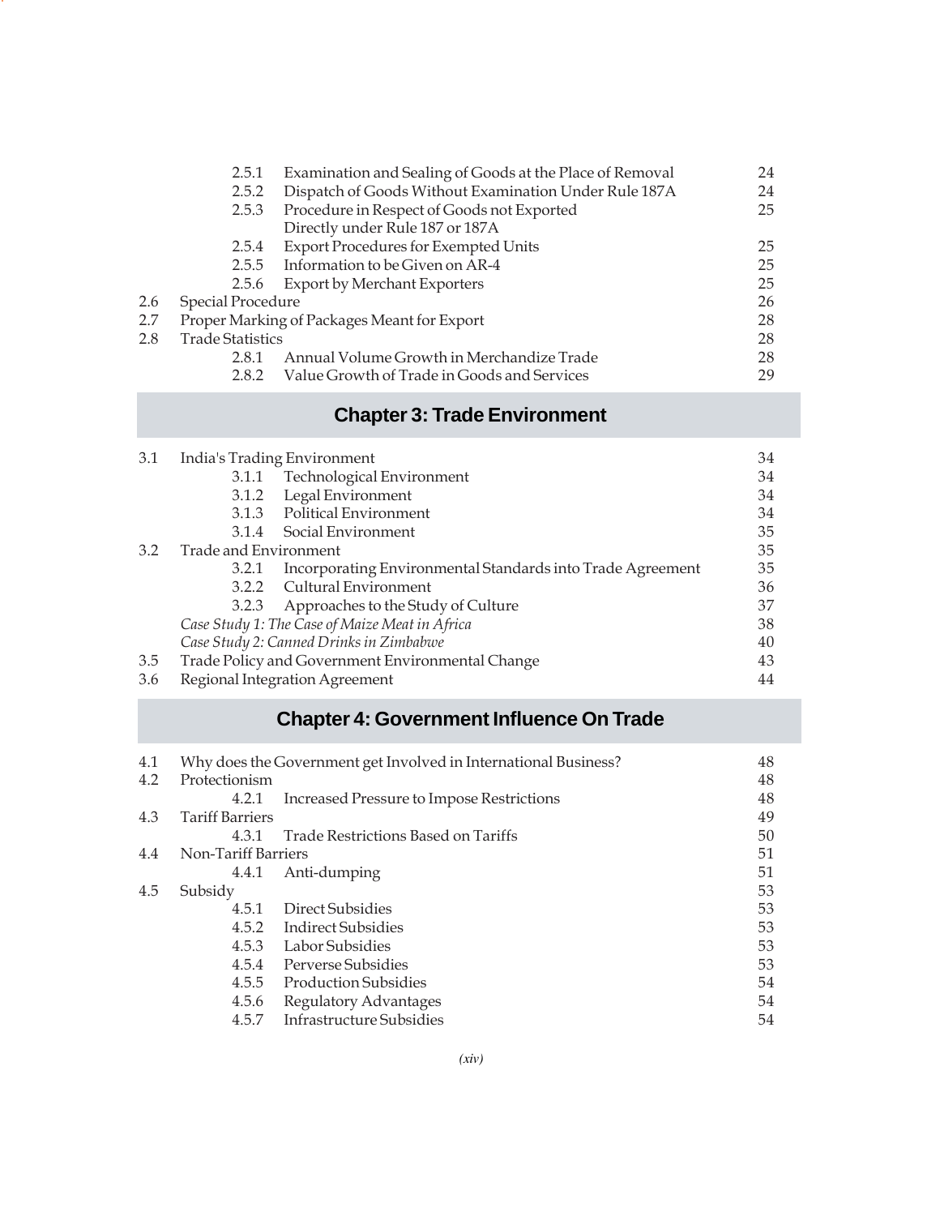| | | | |
|---|---|---|---|
| | 2.5.1 | Examination and Sealing of Goods at the Place of Removal | 24 |
| | 2.5.2 | Dispatch of Goods Without Examination Under Rule 187A | 24 |
| | 2.5.3 | Procedure in Respect of Goods not Exported Directly under Rule 187 or 187A | 25 |
| | 2.5.4 | Export Procedures for Exempted Units | 25 |
| | 2.5.5 | Information to be Given on AR-4 | 25 |
| | 2.5.6 | Export by Merchant Exporters | 25 |
| 2.6 | Special Procedure | | 26 |
| 2.7 | Proper Marking of Packages Meant for Export | | 28 |
| 2.8 | Trade Statistics | | 28 |
| | 2.8.1 | Annual Volume Growth in Merchandize Trade | 28 |
| | 2.8.2 | Value Growth of Trade in Goods and Services | 29 |

## Chapter 3: Trade Environment

| | | | |
|---|---|---|---|
| 3.1 | India's Trading Environment | | 34 |
| | 3.1.1 | Technological Environment | 34 |
| | 3.1.2 | Legal Environment | 34 |
| | 3.1.3 | Political Environment | 34 |
| | 3.1.4 | Social Environment | 35 |
| 3.2 | Trade and Environment | | 35 |
| | 3.2.1 | Incorporating Environmental Standards into Trade Agreement | 35 |
| | 3.2.2 | Cultural Environment | 36 |
| | 3.2.3 | Approaches to the Study of Culture | 37 |
| | *Case Study 1: The Case of Maize Meat in Africa* | | 38 |
| | *Case Study 2: Canned Drinks in Zimbabwe* | | 40 |
| 3.5 | Trade Policy and Government Environmental Change | | 43 |
| 3.6 | Regional Integration Agreement | | 44 |

## Chapter 4: Government Influence On Trade

| | | | |
|---|---|---|---|
| 4.1 | Why does the Government get Involved in International Business? | | 48 |
| 4.2 | Protectionism | | 48 |
| | 4.2.1 | Increased Pressure to Impose Restrictions | 48 |
| 4.3 | Tariff Barriers | | 49 |
| | 4.3.1 | Trade Restrictions Based on Tariffs | 50 |
| 4.4 | Non-Tariff Barriers | | 51 |
| | 4.4.1 | Anti-dumping | 51 |
| 4.5 | Subsidy | | 53 |
| | 4.5.1 | Direct Subsidies | 53 |
| | 4.5.2 | Indirect Subsidies | 53 |
| | 4.5.3 | Labor Subsidies | 53 |
| | 4.5.4 | Perverse Subsidies | 53 |
| | 4.5.5 | Production Subsidies | 54 |
| | 4.5.6 | Regulatory Advantages | 54 |
| | 4.5.7 | Infrastructure Subsidies | 54 |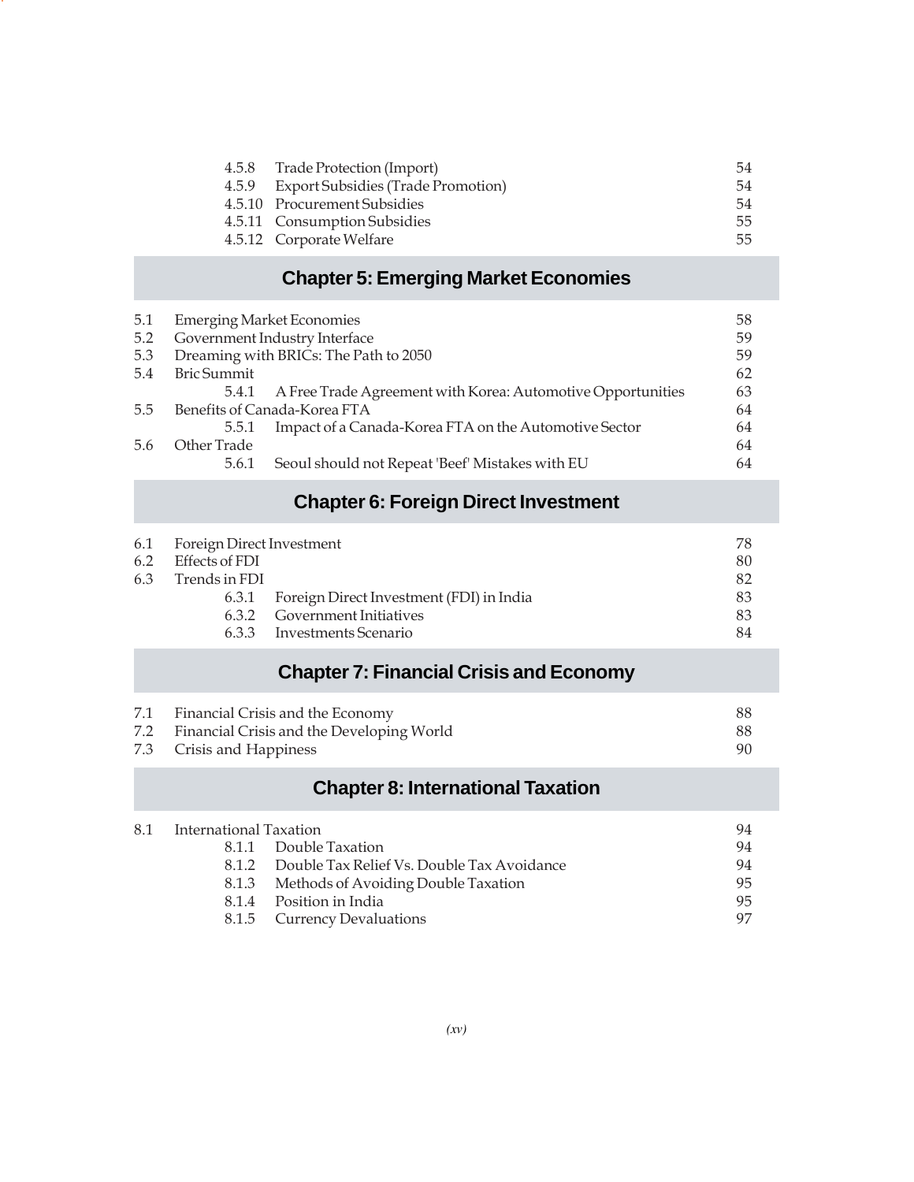| | | |
|---|---|---|
| 4.5.8 | Trade Protection (Import) | 54 |
| 4.5.9 | Export Subsidies (Trade Promotion) | 54 |
| 4.5.10 | Procurement Subsidies | 54 |
| 4.5.11 | Consumption Subsidies | 55 |
| 4.5.12 | Corporate Welfare | 55 |

## Chapter 5: Emerging Market Economies

| | | |
|---|---|---|
| 5.1 | Emerging Market Economies | 58 |
| 5.2 | Government Industry Interface | 59 |
| 5.3 | Dreaming with BRICs: The Path to 2050 | 59 |
| 5.4 | Bric Summit | 62 |
| 5.4.1 | A Free Trade Agreement with Korea: Automotive Opportunities | 63 |
| 5.5 | Benefits of Canada-Korea FTA | 64 |
| 5.5.1 | Impact of a Canada-Korea FTA on the Automotive Sector | 64 |
| 5.6 | Other Trade | 64 |
| 5.6.1 | Seoul should not Repeat 'Beef' Mistakes with EU | 64 |

## Chapter 6: Foreign Direct Investment

| | | |
|---|---|---|
| 6.1 | Foreign Direct Investment | 78 |
| 6.2 | Effects of FDI | 80 |
| 6.3 | Trends in FDI | 82 |
| 6.3.1 | Foreign Direct Investment (FDI) in India | 83 |
| 6.3.2 | Government Initiatives | 83 |
| 6.3.3 | Investments Scenario | 84 |

## Chapter 7: Financial Crisis and Economy

| | | |
|---|---|---|
| 7.1 | Financial Crisis and the Economy | 88 |
| 7.2 | Financial Crisis and the Developing World | 88 |
| 7.3 | Crisis and Happiness | 90 |

## Chapter 8: International Taxation

| | | |
|---|---|---|
| 8.1 | International Taxation | 94 |
| 8.1.1 | Double Taxation | 94 |
| 8.1.2 | Double Tax Relief Vs. Double Tax Avoidance | 94 |
| 8.1.3 | Methods of Avoiding Double Taxation | 95 |
| 8.1.4 | Position in India | 95 |
| 8.1.5 | Currency Devaluations | 97 |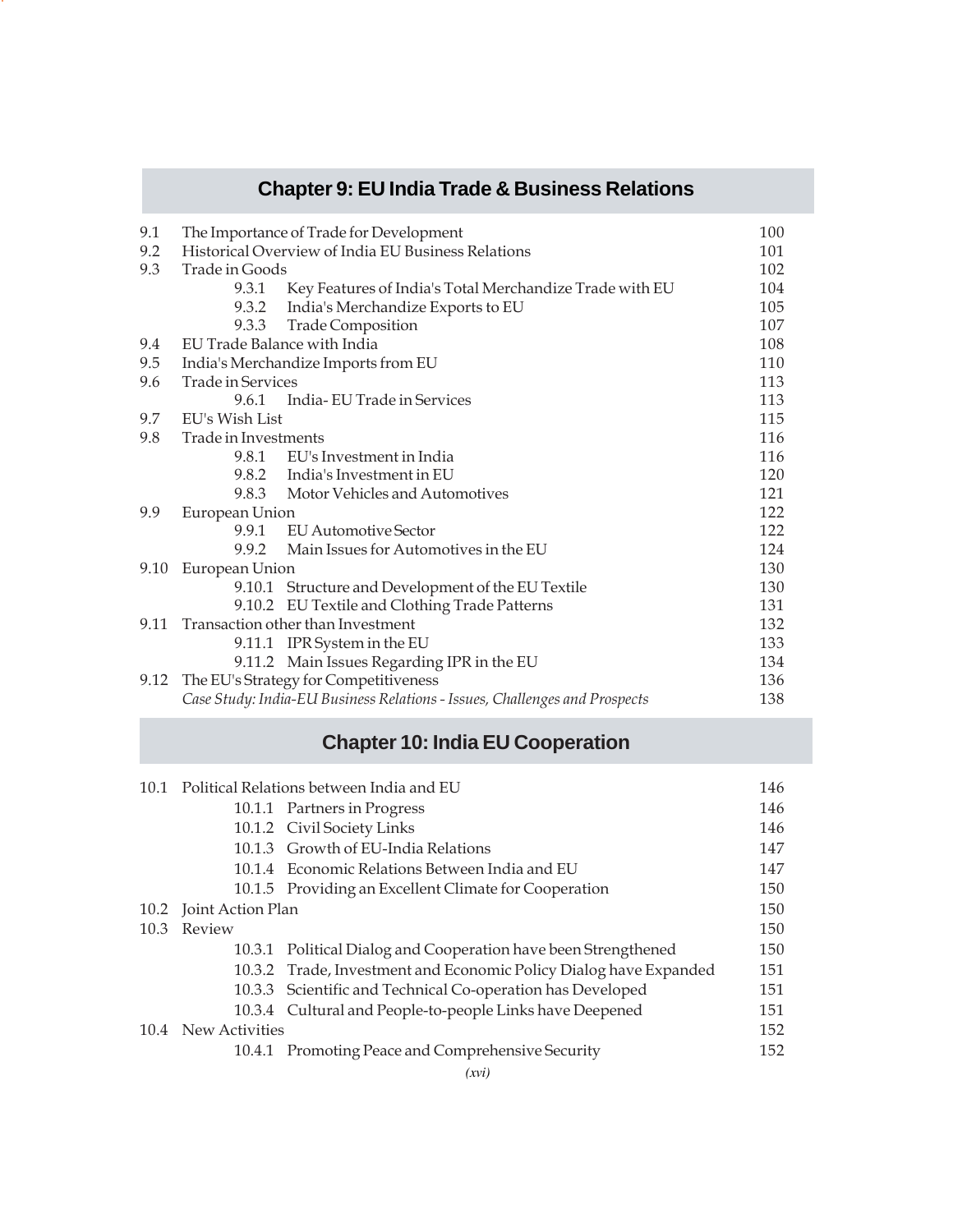## Chapter 9: EU India Trade & Business Relations

| | | |
|---|---|---|
| 9.1 | The Importance of Trade for Development | 100 |
| 9.2 | Historical Overview of India EU Business Relations | 101 |
| 9.3 | Trade in Goods | 102 |
| | 9.3.1 Key Features of India's Total Merchandize Trade with EU | 104 |
| | 9.3.2 India's Merchandize Exports to EU | 105 |
| | 9.3.3 Trade Composition | 107 |
| 9.4 | EU Trade Balance with India | 108 |
| 9.5 | India's Merchandize Imports from EU | 110 |
| 9.6 | Trade in Services | 113 |
| | 9.6.1 India- EU Trade in Services | 113 |
| 9.7 | EU's Wish List | 115 |
| 9.8 | Trade in Investments | 116 |
| | 9.8.1 EU's Investment in India | 116 |
| | 9.8.2 India's Investment in EU | 120 |
| | 9.8.3 Motor Vehicles and Automotives | 121 |
| 9.9 | European Union | 122 |
| | 9.9.1 EU Automotive Sector | 122 |
| | 9.9.2 Main Issues for Automotives in the EU | 124 |
| 9.10 | European Union | 130 |
| | 9.10.1 Structure and Development of the EU Textile | 130 |
| | 9.10.2 EU Textile and Clothing Trade Patterns | 131 |
| 9.11 | Transaction other than Investment | 132 |
| | 9.11.1 IPR System in the EU | 133 |
| | 9.11.2 Main Issues Regarding IPR in the EU | 134 |
| 9.12 | The EU's Strategy for Competitiveness | 136 |
| | *Case Study: India-EU Business Relations - Issues, Challenges and Prospects* | 138 |

## Chapter 10: India EU Cooperation

| | | |
|---|---|---|
| 10.1 | Political Relations between India and EU | 146 |
| | 10.1.1 Partners in Progress | 146 |
| | 10.1.2 Civil Society Links | 146 |
| | 10.1.3 Growth of EU-India Relations | 147 |
| | 10.1.4 Economic Relations Between India and EU | 147 |
| | 10.1.5 Providing an Excellent Climate for Cooperation | 150 |
| 10.2 | Joint Action Plan | 150 |
| 10.3 | Review | 150 |
| | 10.3.1 Political Dialog and Cooperation have been Strengthened | 150 |
| | 10.3.2 Trade, Investment and Economic Policy Dialog have Expanded | 151 |
| | 10.3.3 Scientific and Technical Co-operation has Developed | 151 |
| | 10.3.4 Cultural and People-to-people Links have Deepened | 151 |
| 10.4 | New Activities | 152 |
| | 10.4.1 Promoting Peace and Comprehensive Security | 152 |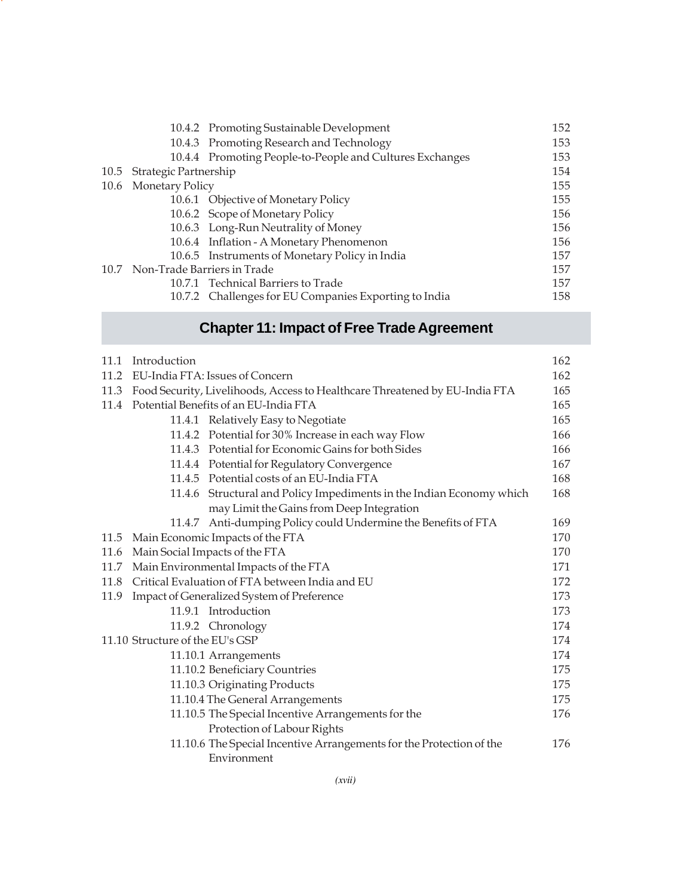| | | |
|---|---|---|
| | 10.4.2 Promoting Sustainable Development | 152 |
| | 10.4.3 Promoting Research and Technology | 153 |
| | 10.4.4 Promoting People-to-People and Cultures Exchanges | 153 |
| 10.5 | Strategic Partnership | 154 |
| 10.6 | Monetary Policy | 155 |
| | 10.6.1 Objective of Monetary Policy | 155 |
| | 10.6.2 Scope of Monetary Policy | 156 |
| | 10.6.3 Long-Run Neutrality of Money | 156 |
| | 10.6.4 Inflation - A Monetary Phenomenon | 156 |
| | 10.6.5 Instruments of Monetary Policy in India | 157 |
| 10.7 | Non-Trade Barriers in Trade | 157 |
| | 10.7.1 Technical Barriers to Trade | 157 |
| | 10.7.2 Challenges for EU Companies Exporting to India | 158 |

## Chapter 11: Impact of Free Trade Agreement

| | | |
|---|---|---|
| 11.1 | Introduction | 162 |
| 11.2 | EU-India FTA: Issues of Concern | 162 |
| 11.3 | Food Security, Livelihoods, Access to Healthcare Threatened by EU-India FTA | 165 |
| 11.4 | Potential Benefits of an EU-India FTA | 165 |
| | 11.4.1 Relatively Easy to Negotiate | 165 |
| | 11.4.2 Potential for 30% Increase in each way Flow | 166 |
| | 11.4.3 Potential for Economic Gains for both Sides | 166 |
| | 11.4.4 Potential for Regulatory Convergence | 167 |
| | 11.4.5 Potential costs of an EU-India FTA | 168 |
| | 11.4.6 Structural and Policy Impediments in the Indian Economy which may Limit the Gains from Deep Integration | 168 |
| | 11.4.7 Anti-dumping Policy could Undermine the Benefits of FTA | 169 |
| 11.5 | Main Economic Impacts of the FTA | 170 |
| 11.6 | Main Social Impacts of the FTA | 170 |
| 11.7 | Main Environmental Impacts of the FTA | 171 |
| 11.8 | Critical Evaluation of FTA between India and EU | 172 |
| 11.9 | Impact of Generalized System of Preference | 173 |
| | 11.9.1 Introduction | 173 |
| | 11.9.2 Chronology | 174 |
| 11.10 | Structure of the EU's GSP | 174 |
| | 11.10.1 Arrangements | 174 |
| | 11.10.2 Beneficiary Countries | 175 |
| | 11.10.3 Originating Products | 175 |
| | 11.10.4 The General Arrangements | 175 |
| | 11.10.5 The Special Incentive Arrangements for the Protection of Labour Rights | 176 |
| | 11.10.6 The Special Incentive Arrangements for the Protection of the Environment | 176 |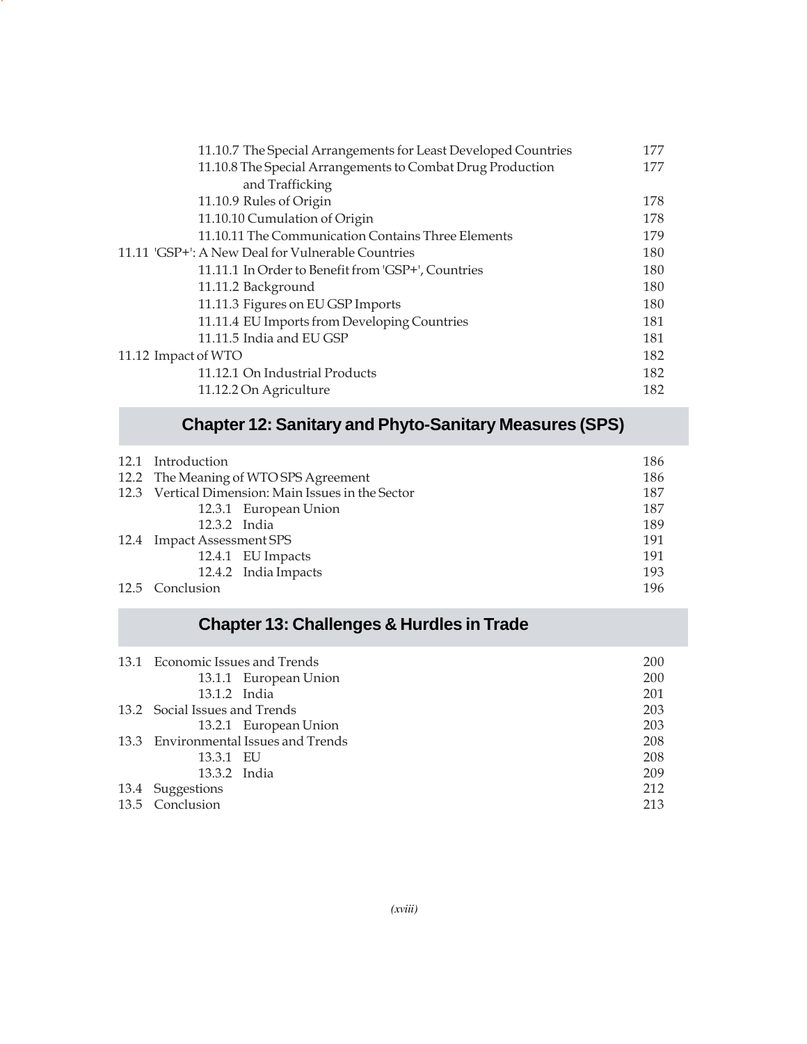| | |
|---|---|
| 11.10.7 The Special Arrangements for Least Developed Countries | 177 |
| 11.10.8 The Special Arrangements to Combat Drug Production and Trafficking | 177 |
| 11.10.9 Rules of Origin | 178 |
| 11.10.10 Cumulation of Origin | 178 |
| 11.10.11 The Communication Contains Three Elements | 179 |
| 11.11 'GSP+': A New Deal for Vulnerable Countries | 180 |
| 11.11.1 In Order to Benefit from 'GSP+', Countries | 180 |
| 11.11.2 Background | 180 |
| 11.11.3 Figures on EU GSP Imports | 180 |
| 11.11.4 EU Imports from Developing Countries | 181 |
| 11.11.5 India and EU GSP | 181 |
| 11.12 Impact of WTO | 182 |
| 11.12.1 On Industrial Products | 182 |
| 11.12.2 On Agriculture | 182 |

## Chapter 12: Sanitary and Phyto-Sanitary Measures (SPS)

| | |
|---|---|
| 12.1 Introduction | 186 |
| 12.2 The Meaning of WTO SPS Agreement | 186 |
| 12.3 Vertical Dimension: Main Issues in the Sector | 187 |
| 12.3.1 European Union | 187 |
| 12.3.2 India | 189 |
| 12.4 Impact Assessment SPS | 191 |
| 12.4.1 EU Impacts | 191 |
| 12.4.2 India Impacts | 193 |
| 12.5 Conclusion | 196 |

## Chapter 13: Challenges & Hurdles in Trade

| | |
|---|---|
| 13.1 Economic Issues and Trends | 200 |
| 13.1.1 European Union | 200 |
| 13.1.2 India | 201 |
| 13.2 Social Issues and Trends | 203 |
| 13.2.1 European Union | 203 |
| 13.3 Environmental Issues and Trends | 208 |
| 13.3.1 EU | 208 |
| 13.3.2 India | 209 |
| 13.4 Suggestions | 212 |
| 13.5 Conclusion | 213 |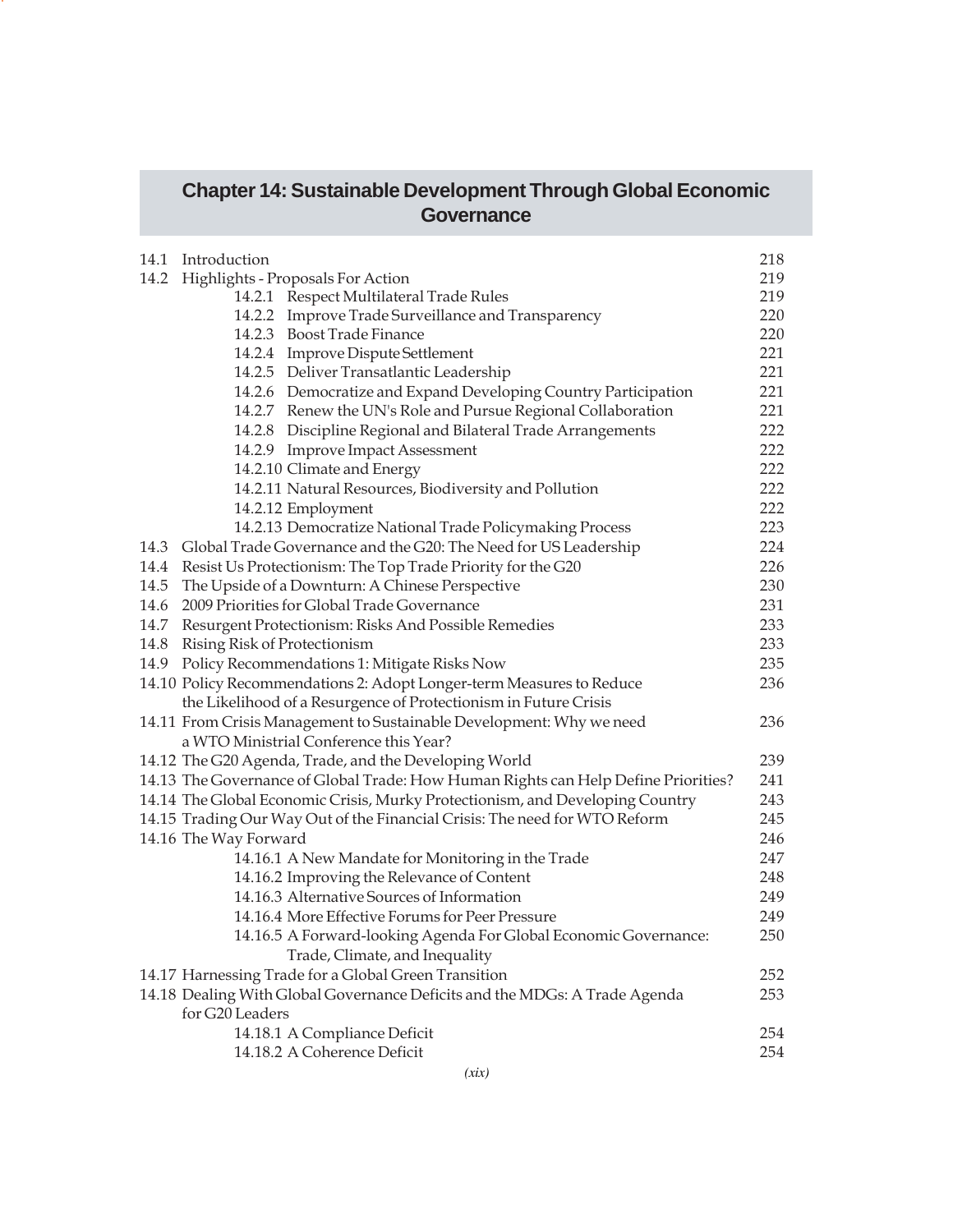## Chapter 14: Sustainable Development Through Global Economic Governance

| | | |
|---|---|---|
| 14.1 | Introduction | 218 |
| 14.2 | Highlights - Proposals For Action | 219 |
| | 14.2.1 Respect Multilateral Trade Rules | 219 |
| | 14.2.2 Improve Trade Surveillance and Transparency | 220 |
| | 14.2.3 Boost Trade Finance | 220 |
| | 14.2.4 Improve Dispute Settlement | 221 |
| | 14.2.5 Deliver Transatlantic Leadership | 221 |
| | 14.2.6 Democratize and Expand Developing Country Participation | 221 |
| | 14.2.7 Renew the UN's Role and Pursue Regional Collaboration | 221 |
| | 14.2.8 Discipline Regional and Bilateral Trade Arrangements | 222 |
| | 14.2.9 Improve Impact Assessment | 222 |
| | 14.2.10 Climate and Energy | 222 |
| | 14.2.11 Natural Resources, Biodiversity and Pollution | 222 |
| | 14.2.12 Employment | 222 |
| | 14.2.13 Democratize National Trade Policymaking Process | 223 |
| 14.3 | Global Trade Governance and the G20: The Need for US Leadership | 224 |
| 14.4 | Resist Us Protectionism: The Top Trade Priority for the G20 | 226 |
| 14.5 | The Upside of a Downturn: A Chinese Perspective | 230 |
| 14.6 | 2009 Priorities for Global Trade Governance | 231 |
| 14.7 | Resurgent Protectionism: Risks And Possible Remedies | 233 |
| 14.8 | Rising Risk of Protectionism | 233 |
| 14.9 | Policy Recommendations 1: Mitigate Risks Now | 235 |
| 14.10 | Policy Recommendations 2: Adopt Longer-term Measures to Reduce the Likelihood of a Resurgence of Protectionism in Future Crisis | 236 |
| 14.11 | From Crisis Management to Sustainable Development: Why we need a WTO Ministrial Conference this Year? | 236 |
| 14.12 | The G20 Agenda, Trade, and the Developing World | 239 |
| 14.13 | The Governance of Global Trade: How Human Rights can Help Define Priorities? | 241 |
| 14.14 | The Global Economic Crisis, Murky Protectionism, and Developing Country | 243 |
| 14.15 | Trading Our Way Out of the Financial Crisis: The need for WTO Reform | 245 |
| 14.16 | The Way Forward | 246 |
| | 14.16.1 A New Mandate for Monitoring in the Trade | 247 |
| | 14.16.2 Improving the Relevance of Content | 248 |
| | 14.16.3 Alternative Sources of Information | 249 |
| | 14.16.4 More Effective Forums for Peer Pressure | 249 |
| | 14.16.5 A Forward-looking Agenda For Global Economic Governance: Trade, Climate, and Inequality | 250 |
| 14.17 | Harnessing Trade for a Global Green Transition | 252 |
| 14.18 | Dealing With Global Governance Deficits and the MDGs: A Trade Agenda for G20 Leaders | 253 |
| | 14.18.1 A Compliance Deficit | 254 |
| | 14.18.2 A Coherence Deficit | 254 |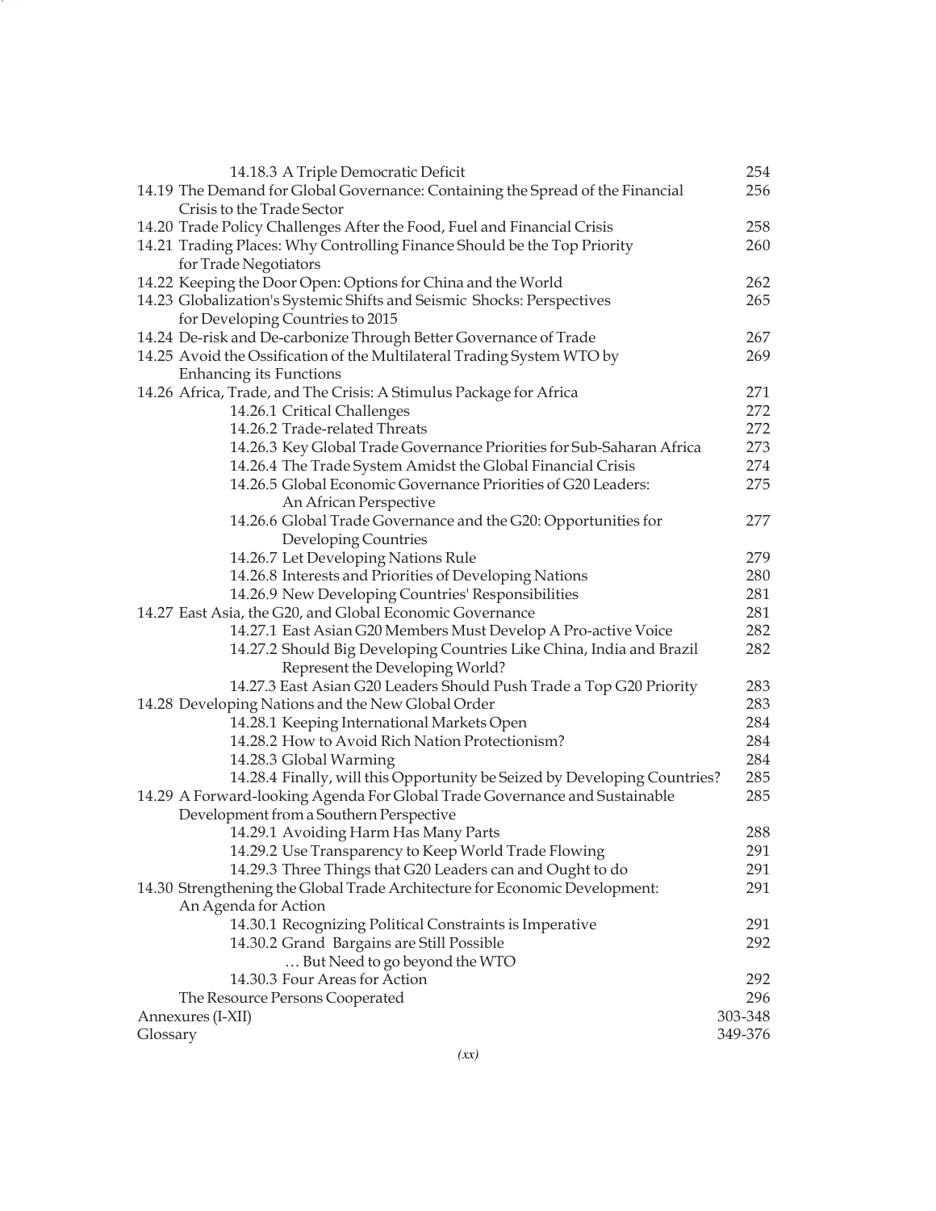| | |
|---|---|
| 14.18.3 A Triple Democratic Deficit | 254 |
| 14.19 The Demand for Global Governance: Containing the Spread of the Financial Crisis to the Trade Sector | 256 |
| 14.20 Trade Policy Challenges After the Food, Fuel and Financial Crisis | 258 |
| 14.21 Trading Places: Why Controlling Finance Should be the Top Priority for Trade Negotiators | 260 |
| 14.22 Keeping the Door Open: Options for China and the World | 262 |
| 14.23 Globalization's Systemic Shifts and Seismic Shocks: Perspectives for Developing Countries to 2015 | 265 |
| 14.24 De-risk and De-carbonize Through Better Governance of Trade | 267 |
| 14.25 Avoid the Ossification of the Multilateral Trading System WTO by Enhancing its Functions | 269 |
| 14.26 Africa, Trade, and The Crisis: A Stimulus Package for Africa | 271 |
| 14.26.1 Critical Challenges | 272 |
| 14.26.2 Trade-related Threats | 272 |
| 14.26.3 Key Global Trade Governance Priorities for Sub-Saharan Africa | 273 |
| 14.26.4 The Trade System Amidst the Global Financial Crisis | 274 |
| 14.26.5 Global Economic Governance Priorities of G20 Leaders: An African Perspective | 275 |
| 14.26.6 Global Trade Governance and the G20: Opportunities for Developing Countries | 277 |
| 14.26.7 Let Developing Nations Rule | 279 |
| 14.26.8 Interests and Priorities of Developing Nations | 280 |
| 14.26.9 New Developing Countries' Responsibilities | 281 |
| 14.27 East Asia, the G20, and Global Economic Governance | 281 |
| 14.27.1 East Asian G20 Members Must Develop A Pro-active Voice | 282 |
| 14.27.2 Should Big Developing Countries Like China, India and Brazil Represent the Developing World? | 282 |
| 14.27.3 East Asian G20 Leaders Should Push Trade a Top G20 Priority | 283 |
| 14.28 Developing Nations and the New Global Order | 283 |
| 14.28.1 Keeping International Markets Open | 284 |
| 14.28.2 How to Avoid Rich Nation Protectionism? | 284 |
| 14.28.3 Global Warming | 284 |
| 14.28.4 Finally, will this Opportunity be Seized by Developing Countries? | 285 |
| 14.29 A Forward-looking Agenda For Global Trade Governance and Sustainable Development from a Southern Perspective | 285 |
| 14.29.1 Avoiding Harm Has Many Parts | 288 |
| 14.29.2 Use Transparency to Keep World Trade Flowing | 291 |
| 14.29.3 Three Things that G20 Leaders can and Ought to do | 291 |
| 14.30 Strengthening the Global Trade Architecture for Economic Development: An Agenda for Action | 291 |
| 14.30.1 Recognizing Political Constraints is Imperative | 291 |
| 14.30.2 Grand Bargains are Still Possible … But Need to go beyond the WTO | 292 |
| 14.30.3 Four Areas for Action | 292 |
| The Resource Persons Cooperated | 296 |
| Annexures (I-XII) | 303-348 |
| Glossary | 349-376 |